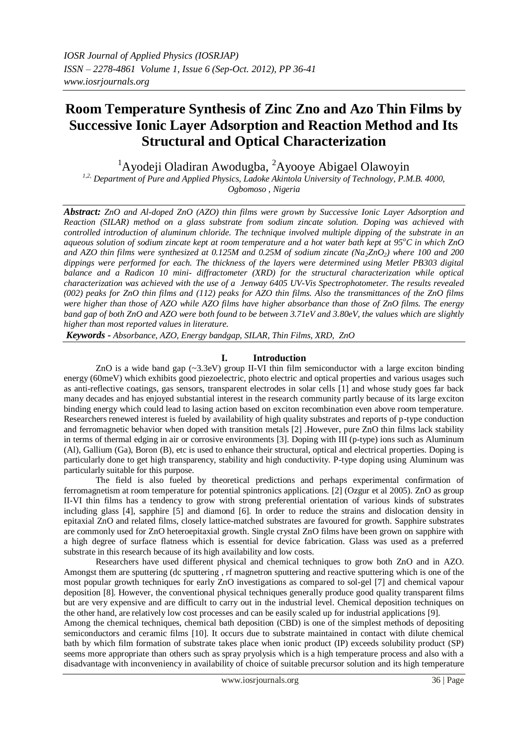# Room Temperature Synthesis of Zinc Zno and Azo Thin Films by Successive Ionic Layer Adsorption and Reaction Method and Its Structural and Optical Characterization

[1]Ayodeji Oladiran Awodugba, [2]Ayooye Abigael Olawoyin

*[1,2] Department of Pure and Applied Physics, Ladoke Akintola University of Technology, P.M.B. 4000, Ogbomoso , Nigeria*

***Abstract:*** *ZnO and Al-doped ZnO (AZO) thin films were grown by Successive Ionic Layer Adsorption and Reaction (SILAR) method on a glass substrate from sodium zincate solution. Doping was achieved with controlled introduction of aluminum chloride. The technique involved multiple dipping of the substrate in an aqueous solution of sodium zincate kept at room temperature and a hot water bath kept at 95$^oC$ in which ZnO and AZO thin films were synthesized at 0.125M and 0.25M of sodium zincate ($Na_2ZnO_2$) where 100 and 200 dippings were performed for each. The thickness of the layers were determined using Metler PB303 digital balance and a Radicon 10 mini- diffractometer (XRD) for the structural characterization while optical characterization was achieved with the use of a Jenway 6405 UV-Vis Spectrophotometer. The results revealed (002) peaks for ZnO thin films and (112) peaks for AZO thin films. Also the transmittances of the ZnO films were higher than those of AZO while AZO films have higher absorbance than those of ZnO films. The energy band gap of both ZnO and AZO were both found to be between 3.71eV and 3.80eV, the values which are slightly higher than most reported values in literature.*

***Keywords -*** *Absorbance, AZO, Energy bandgap, SILAR, Thin Films, XRD, ZnO*

## I. Introduction

ZnO is a wide band gap (~3.3eV) group II-VI thin film semiconductor with a large exciton binding energy (60meV) which exhibits good piezoelectric, photo electric and optical properties and various usages such as anti-reflective coatings, gas sensors, transparent electrodes in solar cells [1] and whose study goes far back many decades and has enjoyed substantial interest in the research community partly because of its large exciton binding energy which could lead to lasing action based on exciton recombination even above room temperature. Researchers renewed interest is fueled by availability of high quality substrates and reports of p-type conduction and ferromagnetic behavior when doped with transition metals [2] .However, pure ZnO thin films lack stability in terms of thermal edging in air or corrosive environments [3]. Doping with III (p-type) ions such as Aluminum (Al), Gallium (Ga), Boron (B), etc is used to enhance their structural, optical and electrical properties. Doping is particularly done to get high transparency, stability and high conductivity. P-type doping using Aluminum was particularly suitable for this purpose.

The field is also fueled by theoretical predictions and perhaps experimental confirmation of ferromagnetism at room temperature for potential spintronics applications. [2] (Ozgur et al 2005). ZnO as group II-VI thin films has a tendency to grow with strong preferential orientation of various kinds of substrates including glass [4], sapphire [5] and diamond [6]. In order to reduce the strains and dislocation density in epitaxial ZnO and related films, closely lattice-matched substrates are favoured for growth. Sapphire substrates are commonly used for ZnO heteroepitaxial growth. Single crystal ZnO films have been grown on sapphire with a high degree of surface flatness which is essential for device fabrication. Glass was used as a preferred substrate in this research because of its high availability and low costs.

Researchers have used different physical and chemical techniques to grow both ZnO and in AZO. Amongst them are sputtering (dc sputtering , rf magnetron sputtering and reactive sputtering which is one of the most popular growth techniques for early ZnO investigations as compared to sol-gel [7] and chemical vapour deposition [8]. However, the conventional physical techniques generally produce good quality transparent films but are very expensive and are difficult to carry out in the industrial level. Chemical deposition techniques on the other hand, are relatively low cost processes and can be easily scaled up for industrial applications [9].

Among the chemical techniques, chemical bath deposition (CBD) is one of the simplest methods of depositing semiconductors and ceramic films [10]. It occurs due to substrate maintained in contact with dilute chemical bath by which film formation of substrate takes place when ionic product (IP) exceeds solubility product (SP) seems more appropriate than others such as spray pryolysis which is a high temperature process and also with a disadvantage with inconveniency in availability of choice of suitable precursor solution and its high temperature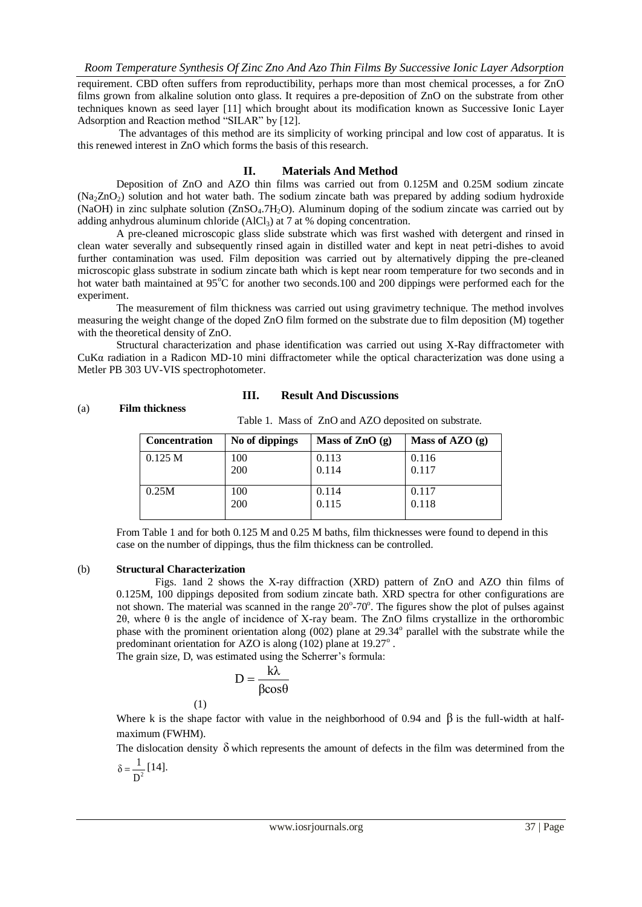requirement. CBD often suffers from reproductibility, perhaps more than most chemical processes, a for ZnO films grown from alkaline solution onto glass. It requires a pre-deposition of ZnO on the substrate from other techniques known as seed layer [11] which brought about its modification known as Successive Ionic Layer Adsorption and Reaction method "SILAR" by [12].

The advantages of this method are its simplicity of working principal and low cost of apparatus. It is this renewed interest in ZnO which forms the basis of this research.

## II. Materials And Method

Deposition of ZnO and AZO thin films was carried out from 0.125M and 0.25M sodium zincate ($Na_2ZnO_2$) solution and hot water bath. The sodium zincate bath was prepared by adding sodium hydroxide (NaOH) in zinc sulphate solution ($ZnSO_4.7H_2O$). Aluminum doping of the sodium zincate was carried out by adding anhydrous aluminum chloride ($AlCl_3$) at 7 at % doping concentration.

A pre-cleaned microscopic glass slide substrate which was first washed with detergent and rinsed in clean water severally and subsequently rinsed again in distilled water and kept in neat petri-dishes to avoid further contamination was used. Film deposition was carried out by alternatively dipping the pre-cleaned microscopic glass substrate in sodium zincate bath which is kept near room temperature for two seconds and in hot water bath maintained at 95$^o$C for another two seconds.100 and 200 dippings were performed each for the experiment.

The measurement of film thickness was carried out using gravimetry technique. The method involves measuring the weight change of the doped ZnO film formed on the substrate due to film deposition (M) together with the theoretical density of ZnO.

Structural characterization and phase identification was carried out using X-Ray diffractometer with CuKα radiation in a Radicon MD-10 mini diffractometer while the optical characterization was done using a Metler PB 303 UV-VIS spectrophotometer.

## III. Result And Discussions

### (a) Film thickness

Table 1. Mass of ZnO and AZO deposited on substrate.

| Concentration | No of dippings | Mass of ZnO (g) | Mass of AZO (g) |
|---|---|---|---|
| 0.125 M | 100<br>200 | 0.113<br>0.114 | 0.116<br>0.117 |
| 0.25M | 100<br>200 | 0.114<br>0.115 | 0.117<br>0.118 |

From Table 1 and for both 0.125 M and 0.25 M baths, film thicknesses were found to depend in this case on the number of dippings, thus the film thickness can be controlled.

### (b) Structural Characterization

Figs. 1and 2 shows the X-ray diffraction (XRD) pattern of ZnO and AZO thin films of 0.125M, 100 dippings deposited from sodium zincate bath. XRD spectra for other configurations are not shown. The material was scanned in the range 20$^o$-70$^o$. The figures show the plot of pulses against 2θ, where θ is the angle of incidence of X-ray beam. The ZnO films crystallize in the orthorombic phase with the prominent orientation along (002) plane at 29.34$^o$ parallel with the substrate while the predominant orientation for AZO is along (102) plane at 19.27$^o$ .

The grain size, D, was estimated using the Scherrer's formula:

$$D = \frac{k\lambda}{\beta\cos\theta} \quad (1)$$

Where k is the shape factor with value in the neighborhood of 0.94 and $\beta$ is the full-width at half-maximum (FWHM).

The dislocation density $\delta$ which represents the amount of defects in the film was determined from the $\delta = \frac{1}{D^2}$ [14].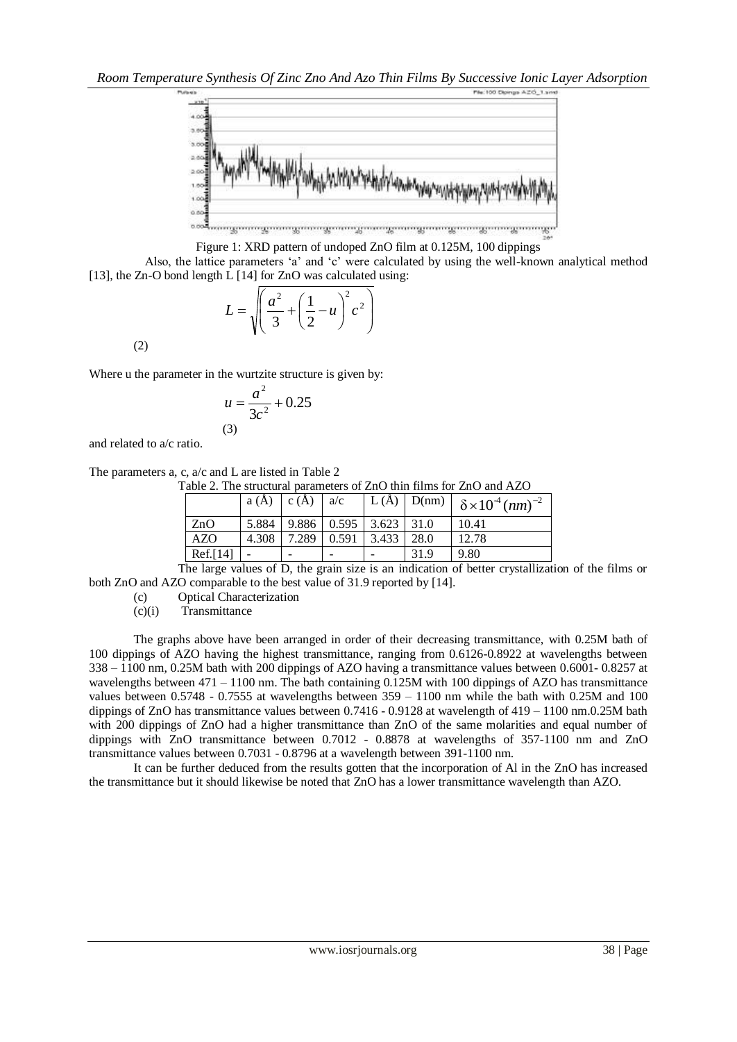Pulses

x10^1

4.00

3.50

3.00

2.50

2.00

1.50

1.00

0.50

0.00

File: 100 Dipings AZO_1.smd

20 25 30 35 40 45 50 55 60 65 70

2θ°

Figure 1: XRD pattern of undoped ZnO film at 0.125M, 100 dippings

Also, the lattice parameters 'a' and 'c' were calculated by using the well-known analytical method [13], the Zn-O bond length L [14] for ZnO was calculated using:

$$L = \sqrt{\left(\frac{a^2}{3} + \left(\frac{1}{2} - u\right)^2 c^2\right)} \tag{2}$$

Where u the parameter in the wurtzite structure is given by:

$$u = \frac{a^2}{3c^2} + 0.25 \tag{3}$$

and related to a/c ratio.

The parameters a, c, a/c and L are listed in Table 2

Table 2. The structural parameters of ZnO thin films for ZnO and AZO

| | a (Å) | c (Å) | a/c | L (Å) | D(nm) | $\delta \times 10^{-4} (nm)^{-2}$ |
|---|---|---|---|---|---|---|
| ZnO | 5.884 | 9.886 | 0.595 | 3.623 | 31.0 | 10.41 |
| AZO | 4.308 | 7.289 | 0.591 | 3.433 | 28.0 | 12.78 |
| Ref.[14] | - | - | - | - | 31.9 | 9.80 |

The large values of D, the grain size is an indication of better crystallization of the films or both ZnO and AZO comparable to the best value of 31.9 reported by [14].

(c) Optical Characterization

(c)(i) Transmittance

The graphs above have been arranged in order of their decreasing transmittance, with 0.25M bath of 100 dippings of AZO having the highest transmittance, ranging from 0.6126-0.8922 at wavelengths between 338 – 1100 nm, 0.25M bath with 200 dippings of AZO having a transmittance values between 0.6001- 0.8257 at wavelengths between 471 – 1100 nm. The bath containing 0.125M with 100 dippings of AZO has transmittance values between 0.5748 - 0.7555 at wavelengths between 359 – 1100 nm while the bath with 0.25M and 100 dippings of ZnO has transmittance values between 0.7416 - 0.9128 at wavelength of 419 – 1100 nm.0.25M bath with 200 dippings of ZnO had a higher transmittance than ZnO of the same molarities and equal number of dippings with ZnO transmittance between 0.7012 - 0.8878 at wavelengths of 357-1100 nm and ZnO transmittance values between 0.7031 - 0.8796 at a wavelength between 391-1100 nm.

It can be further deduced from the results gotten that the incorporation of Al in the ZnO has increased the transmittance but it should likewise be noted that ZnO has a lower transmittance wavelength than AZO.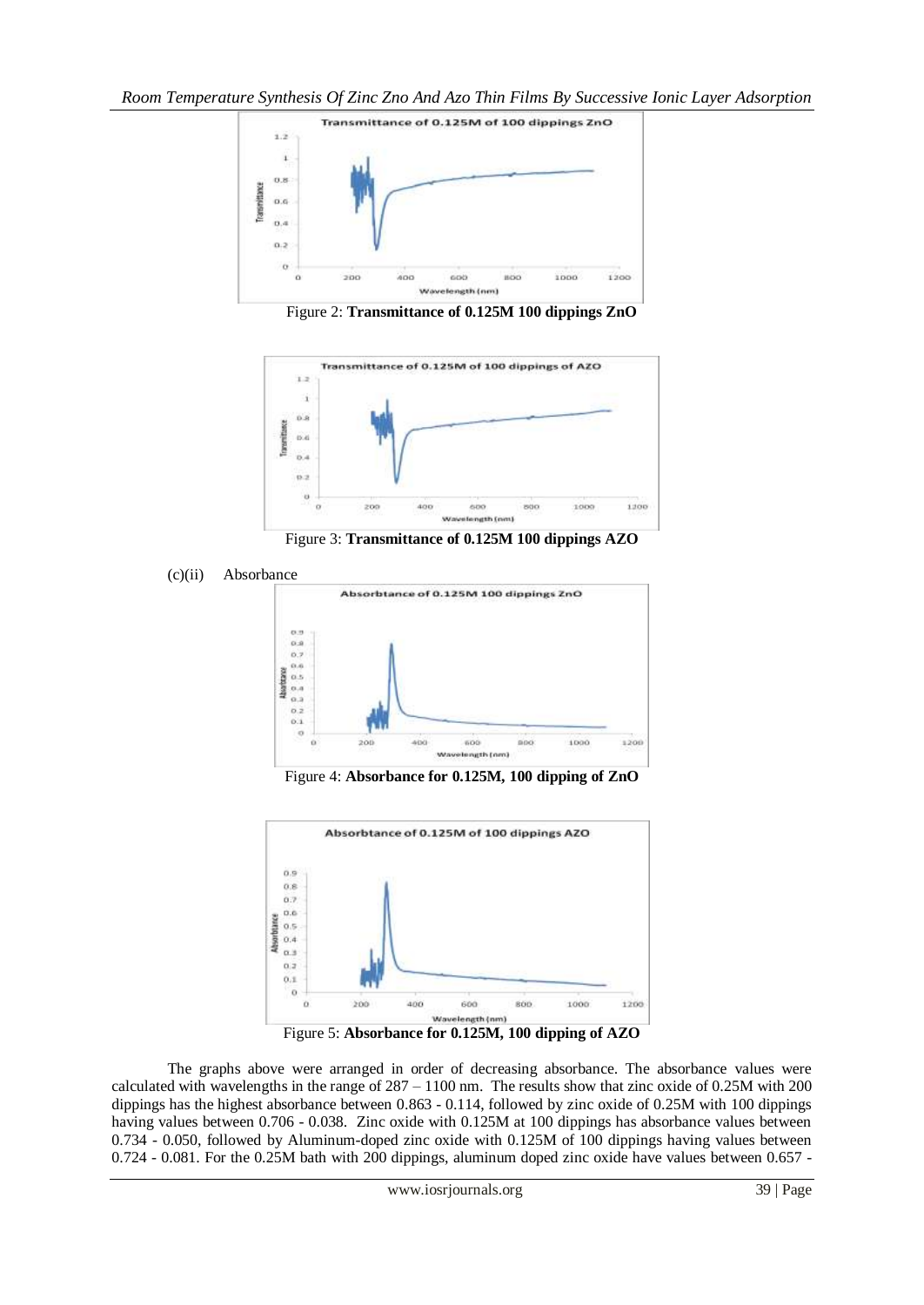Transmittance of 0.125M of 100 dippings ZnO

Transmittance

1.2
1
0.8
0.6
0.4
0.2
0

0 200 400 600 800 1000 1200

Wavelength (nm)

Figure 2: **Transmittance of 0.125M 100 dippings ZnO**

Transmittance of 0.125M of 100 dippings of AZO

Transmittance

1.2
1
0.8
0.6
0.4
0.2
0

0 200 400 600 800 1000 1200

Wavelength (nm)

Figure 3: **Transmittance of 0.125M 100 dippings AZO**

(c)(ii) Absorbance

Absorbtance of 0.125M 100 dippings ZnO

Absorbance

0.9
0.8
0.7
0.6
0.5
0.4
0.3
0.2
0.1
0

0 200 400 600 800 1000 1200

Wavelength (nm)

Figure 4: **Absorbance for 0.125M, 100 dipping of ZnO**

Absorbtance of 0.125M of 100 dippings AZO

Absorbance

0.9
0.8
0.7
0.6
0.5
0.4
0.3
0.2
0.1
0

0 200 400 600 800 1000 1200

Wavelength (nm)

Figure 5: **Absorbance for 0.125M, 100 dipping of AZO**

The graphs above were arranged in order of decreasing absorbance. The absorbance values were calculated with wavelengths in the range of 287 – 1100 nm. The results show that zinc oxide of 0.25M with 200 dippings has the highest absorbance between 0.863 - 0.114, followed by zinc oxide of 0.25M with 100 dippings having values between 0.706 - 0.038. Zinc oxide with 0.125M at 100 dippings has absorbance values between 0.734 - 0.050, followed by Aluminum-doped zinc oxide with 0.125M of 100 dippings having values between 0.724 - 0.081. For the 0.25M bath with 200 dippings, aluminum doped zinc oxide have values between 0.657 -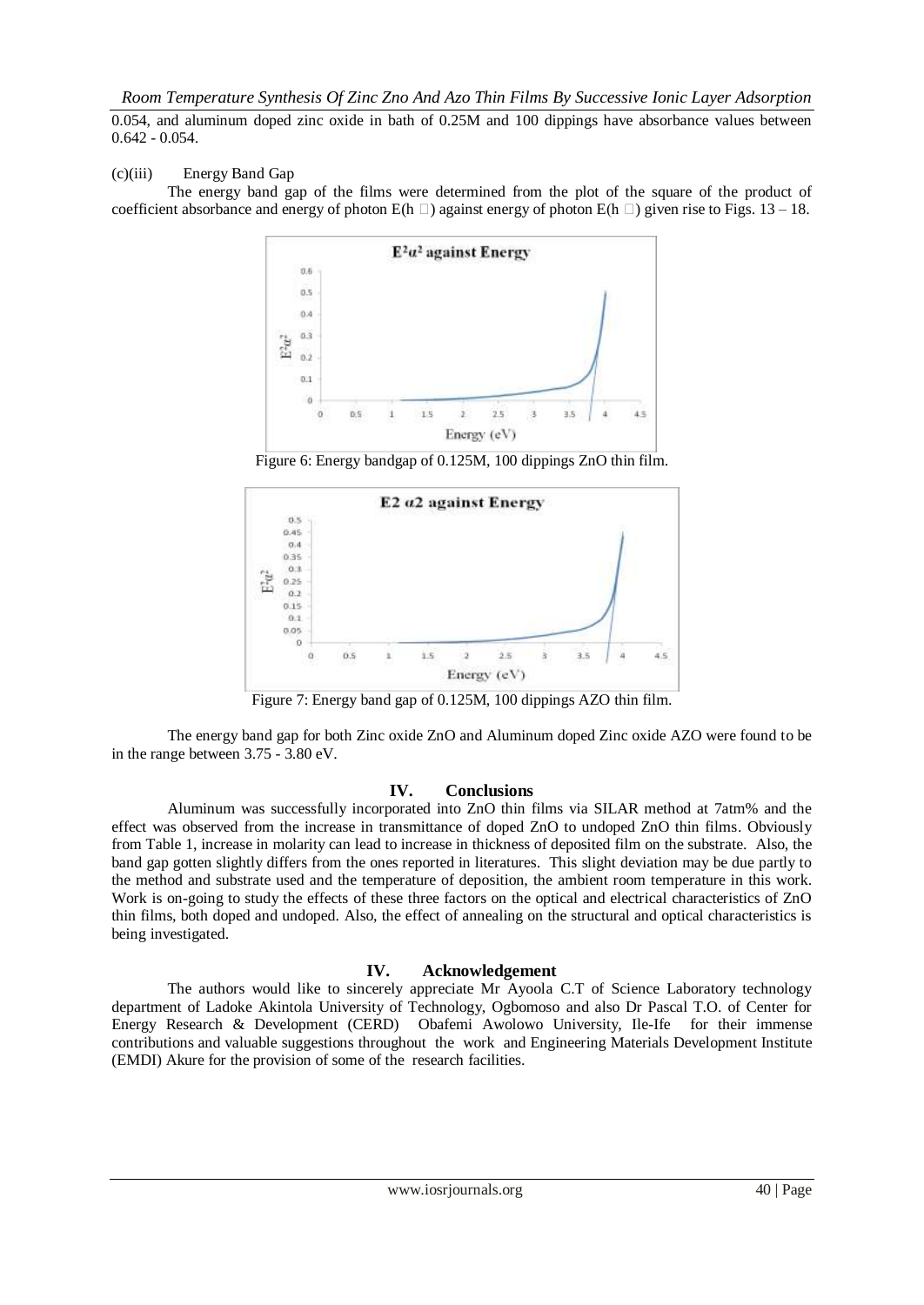0.054, and aluminum doped zinc oxide in bath of 0.25M and 100 dippings have absorbance values between 0.642 - 0.054.

(c)(iii) Energy Band Gap

The energy band gap of the films were determined from the plot of the square of the product of coefficient absorbance and energy of photon E(h ) against energy of photon E(h ) given rise to Figs. 13 – 18.

$E^2\alpha^2$ against Energy

0.6
0.5
0.4
0.3
0.2
0.1
0

$E^2\alpha^2$

0 0.5 1 1.5 2 2.5 3 3.5 4 4.5

Energy (eV)

Figure 6: Energy bandgap of 0.125M, 100 dippings ZnO thin film.

E2 α2 against Energy

0.5
0.45
0.4
0.35
0.3
0.25
0.2
0.15
0.1
0.05
0

$E^2\alpha^2$

0 0.5 1 1.5 2 2.5 3 3.5 4 4.5

Energy (eV)

Figure 7: Energy band gap of 0.125M, 100 dippings AZO thin film.

The energy band gap for both Zinc oxide ZnO and Aluminum doped Zinc oxide AZO were found to be in the range between 3.75 - 3.80 eV.

## IV. Conclusions

Aluminum was successfully incorporated into ZnO thin films via SILAR method at 7atm% and the effect was observed from the increase in transmittance of doped ZnO to undoped ZnO thin films. Obviously from Table 1, increase in molarity can lead to increase in thickness of deposited film on the substrate. Also, the band gap gotten slightly differs from the ones reported in literatures. This slight deviation may be due partly to the method and substrate used and the temperature of deposition, the ambient room temperature in this work. Work is on-going to study the effects of these three factors on the optical and electrical characteristics of ZnO thin films, both doped and undoped. Also, the effect of annealing on the structural and optical characteristics is being investigated.

## IV. Acknowledgement

The authors would like to sincerely appreciate Mr Ayoola C.T of Science Laboratory technology department of Ladoke Akintola University of Technology, Ogbomoso and also Dr Pascal T.O. of Center for Energy Research & Development (CERD) Obafemi Awolowo University, Ile-Ife for their immense contributions and valuable suggestions throughout the work and Engineering Materials Development Institute (EMDI) Akure for the provision of some of the research facilities.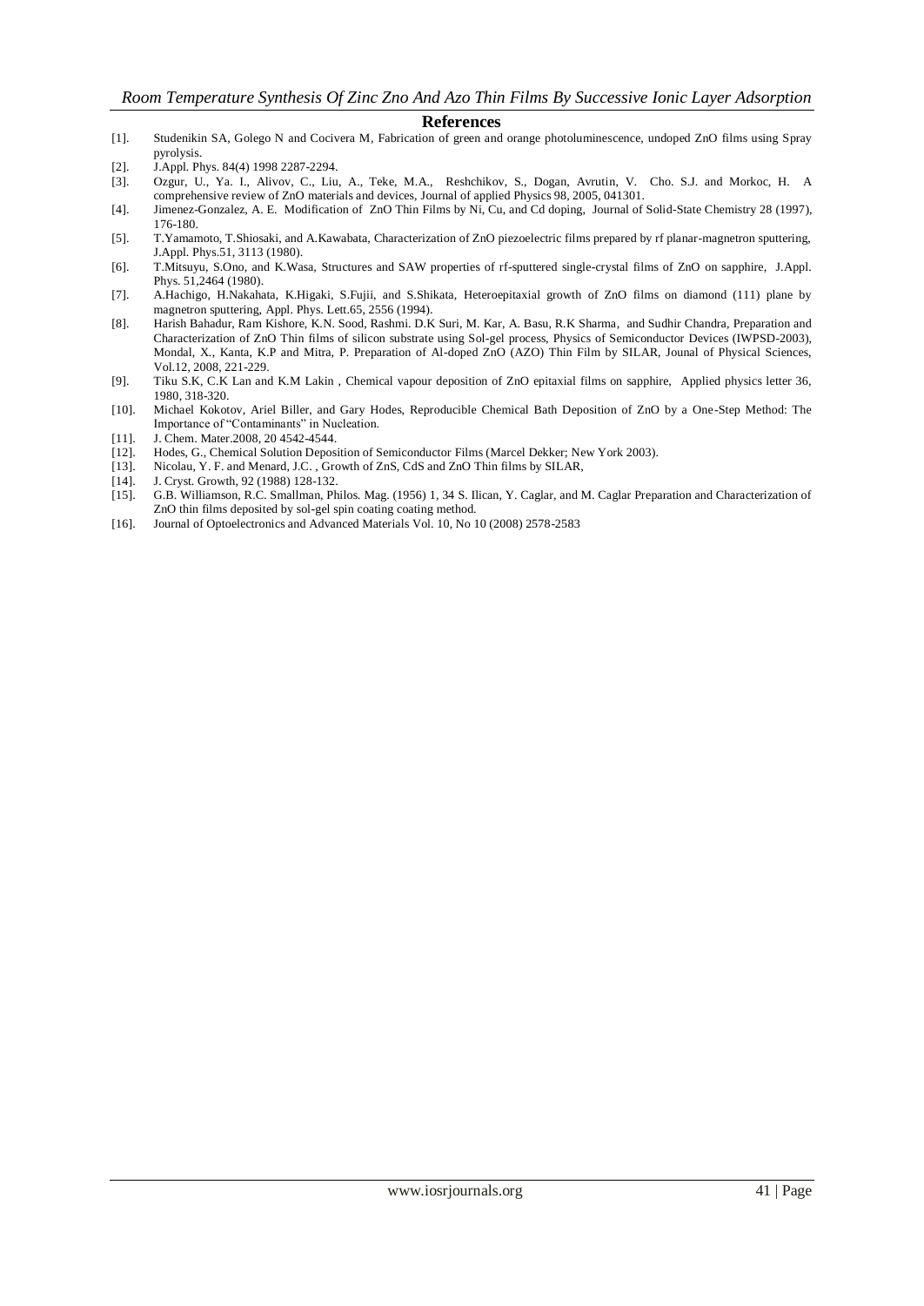## References

[1]. Studenikin SA, Golego N and Cocivera M, Fabrication of green and orange photoluminescence, undoped ZnO films using Spray pyrolysis.

[2]. J.Appl. Phys. 84(4) 1998 2287-2294.

[3]. Ozgur, U., Ya. I., Alivov, C., Liu, A., Teke, M.A., Reshchikov, S., Dogan, Avrutin, V. Cho. S.J. and Morkoc, H. A comprehensive review of ZnO materials and devices, Journal of applied Physics 98, 2005, 041301.

[4]. Jimenez-Gonzalez, A. E. Modification of ZnO Thin Films by Ni, Cu, and Cd doping, Journal of Solid-State Chemistry 28 (1997), 176-180.

[5]. T.Yamamoto, T.Shiosaki, and A.Kawabata, Characterization of ZnO piezoelectric films prepared by rf planar-magnetron sputtering, J.Appl. Phys.51, 3113 (1980).

[6]. T.Mitsuyu, S.Ono, and K.Wasa, Structures and SAW properties of rf-sputtered single-crystal films of ZnO on sapphire, J.Appl. Phys. 51,2464 (1980).

[7]. A.Hachigo, H.Nakahata, K.Higaki, S.Fujii, and S.Shikata, Heteroepitaxial growth of ZnO films on diamond (111) plane by magnetron sputtering, Appl. Phys. Lett.65, 2556 (1994).

[8]. Harish Bahadur, Ram Kishore, K.N. Sood, Rashmi. D.K Suri, M. Kar, A. Basu, R.K Sharma, and Sudhir Chandra, Preparation and Characterization of ZnO Thin films of silicon substrate using Sol-gel process, Physics of Semiconductor Devices (IWPSD-2003), Mondal, X., Kanta, K.P and Mitra, P. Preparation of Al-doped ZnO (AZO) Thin Film by SILAR, Jounal of Physical Sciences, Vol.12, 2008, 221-229.

[9]. Tiku S.K, C.K Lan and K.M Lakin , Chemical vapour deposition of ZnO epitaxial films on sapphire, Applied physics letter 36, 1980, 318-320.

[10]. Michael Kokotov, Ariel Biller, and Gary Hodes, Reproducible Chemical Bath Deposition of ZnO by a One-Step Method: The Importance of "Contaminants" in Nucleation.

[11]. J. Chem. Mater.2008, 20 4542-4544.

[12]. Hodes, G., Chemical Solution Deposition of Semiconductor Films (Marcel Dekker; New York 2003).

[13]. Nicolau, Y. F. and Menard, J.C. , Growth of ZnS, CdS and ZnO Thin films by SILAR,

[14]. J. Cryst. Growth, 92 (1988) 128-132.

[15]. G.B. Williamson, R.C. Smallman, Philos. Mag. (1956) 1, 34 S. Ilican, Y. Caglar, and M. Caglar Preparation and Characterization of ZnO thin films deposited by sol-gel spin coating coating method.

[16]. Journal of Optoelectronics and Advanced Materials Vol. 10, No 10 (2008) 2578-2583